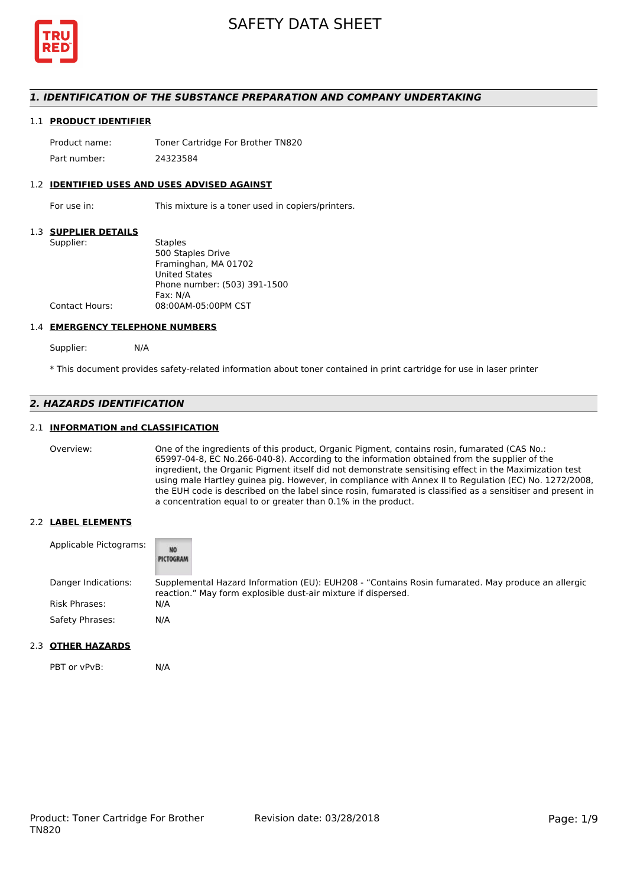# SAFETY DATA SHEET

## 1. IDENTIFICATION OF THE SUBSTANCE PREPARATION AND COMPANY UNDERTAKING

### 1.1 PRODUCT IDENTIFIER

| | |
|---|---|
| Product name: | Toner Cartridge For Brother TN820 |
| Part number: | 24323584 |

### 1.2 IDENTIFIED USES AND USES ADVISED AGAINST

For use in: This mixture is a toner used in copiers/printers.

### 1.3 SUPPLIER DETAILS

Supplier:
Staples
500 Staples Drive
Framinghan, MA 01702
United States
Phone number: (503) 391-1500
Fax: N/A

Contact Hours: 08:00AM-05:00PM CST

### 1.4 EMERGENCY TELEPHONE NUMBERS

Supplier: N/A

\* This document provides safety-related information about toner contained in print cartridge for use in laser printer

## 2. HAZARDS IDENTIFICATION

### 2.1 INFORMATION and CLASSIFICATION

Overview: One of the ingredients of this product, Organic Pigment, contains rosin, fumarated (CAS No.: 65997-04-8, EC No.266-040-8). According to the information obtained from the supplier of the ingredient, the Organic Pigment itself did not demonstrate sensitising effect in the Maximization test using male Hartley guinea pig. However, in compliance with Annex II to Regulation (EC) No. 1272/2008, the EUH code is described on the label since rosin, fumarated is classified as a sensitiser and present in a concentration equal to or greater than 0.1% in the product.

### 2.2 LABEL ELEMENTS

Applicable Pictograms: NO PICTOGRAM

Danger Indications: Supplemental Hazard Information (EU): EUH208 - "Contains Rosin fumarated. May produce an allergic reaction." May form explosible dust-air mixture if dispersed.

Risk Phrases: N/A

Safety Phrases: N/A

### 2.3 OTHER HAZARDS

PBT or vPvB: N/A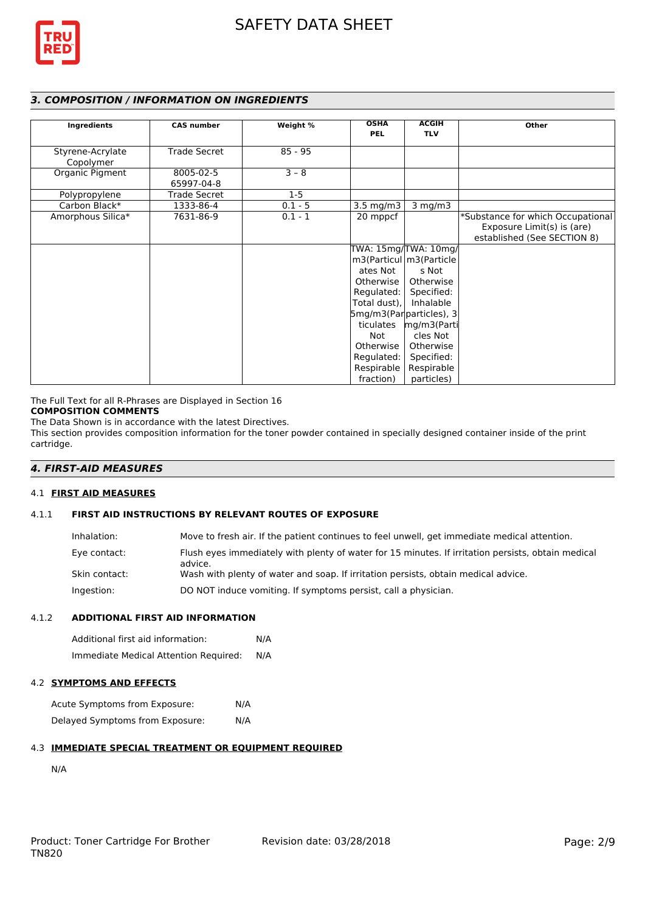## 3. COMPOSITION / INFORMATION ON INGREDIENTS

| Ingredients | CAS number | Weight % | OSHA PEL | ACGIH TLV | Other |
|---|---|---|---|---|---|
| Styrene-Acrylate Copolymer | Trade Secret | 85 - 95 | | | |
| Organic Pigment | 8005-02-5 65997-04-8 | 3 – 8 | | | |
| Polypropylene | Trade Secret | 1-5 | | | |
| Carbon Black* | 1333-86-4 | 0.1 - 5 | 3.5 mg/m3 | 3 mg/m3 | |
| Amorphous Silica* | 7631-86-9 | 0.1 - 1 | 20 mppcf | | *Substance for which Occupational Exposure Limit(s) is (are) established (See SECTION 8) |
| | | | TWA: 15mg/m3(Particulates Not Otherwise Regulated: Total dust), 5mg/m3(Particulates Not Otherwise Regulated: Respirable fraction) | TWA: 10mg/m3(Particles Not Otherwise Specified: Inhalable particles), 3mg/m3(Particles Not Otherwise Specified: Respirable particles) | |

The Full Text for all R-Phrases are Displayed in Section 16

**COMPOSITION COMMENTS**

The Data Shown is in accordance with the latest Directives.

This section provides composition information for the toner powder contained in specially designed container inside of the print cartridge.

## 4. FIRST-AID MEASURES

### 4.1 FIRST AID MEASURES

#### 4.1.1 FIRST AID INSTRUCTIONS BY RELEVANT ROUTES OF EXPOSURE

Inhalation: Move to fresh air. If the patient continues to feel unwell, get immediate medical attention.

Eye contact: Flush eyes immediately with plenty of water for 15 minutes. If irritation persists, obtain medical advice.

Skin contact: Wash with plenty of water and soap. If irritation persists, obtain medical advice.

Ingestion: DO NOT induce vomiting. If symptoms persist, call a physician.

#### 4.1.2 ADDITIONAL FIRST AID INFORMATION

Additional first aid information: N/A

Immediate Medical Attention Required: N/A

### 4.2 SYMPTOMS AND EFFECTS

Acute Symptoms from Exposure: N/A

Delayed Symptoms from Exposure: N/A

### 4.3 IMMEDIATE SPECIAL TREATMENT OR EQUIPMENT REQUIRED

N/A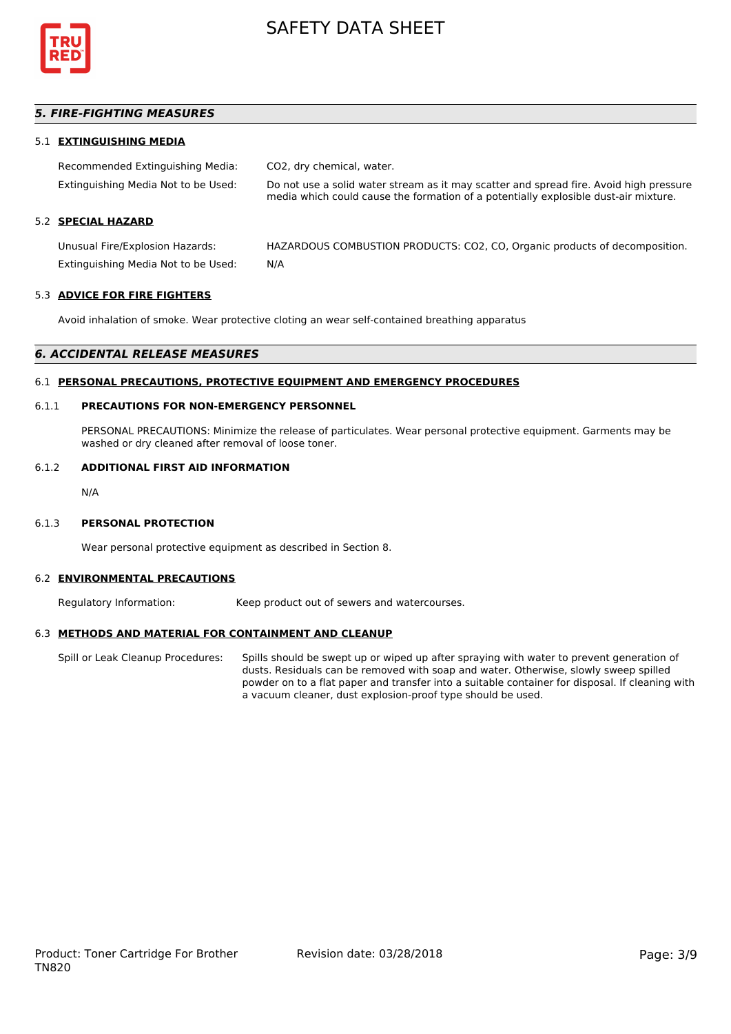## 5. FIRE-FIGHTING MEASURES

### 5.1 EXTINGUISHING MEDIA

| | |
|---|---|
| Recommended Extinguishing Media: | $CO_2$, dry chemical, water. |
| Extinguishing Media Not to be Used: | Do not use a solid water stream as it may scatter and spread fire. Avoid high pressure media which could cause the formation of a potentially explosible dust-air mixture. |

### 5.2 SPECIAL HAZARD

| | |
|---|---|
| Unusual Fire/Explosion Hazards: | HAZARDOUS COMBUSTION PRODUCTS: $CO_2$, CO, Organic products of decomposition. |
| Extinguishing Media Not to be Used: | N/A |

### 5.3 ADVICE FOR FIRE FIGHTERS

Avoid inhalation of smoke. Wear protective cloting an wear self-contained breathing apparatus

## 6. ACCIDENTAL RELEASE MEASURES

### 6.1 PERSONAL PRECAUTIONS, PROTECTIVE EQUIPMENT AND EMERGENCY PROCEDURES

#### 6.1.1 PRECAUTIONS FOR NON-EMERGENCY PERSONNEL

PERSONAL PRECAUTIONS: Minimize the release of particulates. Wear personal protective equipment. Garments may be washed or dry cleaned after removal of loose toner.

#### 6.1.2 ADDITIONAL FIRST AID INFORMATION

N/A

#### 6.1.3 PERSONAL PROTECTION

Wear personal protective equipment as described in Section 8.

### 6.2 ENVIRONMENTAL PRECAUTIONS

| | |
|---|---|
| Regulatory Information: | Keep product out of sewers and watercourses. |

### 6.3 METHODS AND MATERIAL FOR CONTAINMENT AND CLEANUP

| | |
|---|---|
| Spill or Leak Cleanup Procedures: | Spills should be swept up or wiped up after spraying with water to prevent generation of dusts. Residuals can be removed with soap and water. Otherwise, slowly sweep spilled powder on to a flat paper and transfer into a suitable container for disposal. If cleaning with a vacuum cleaner, dust explosion-proof type should be used. |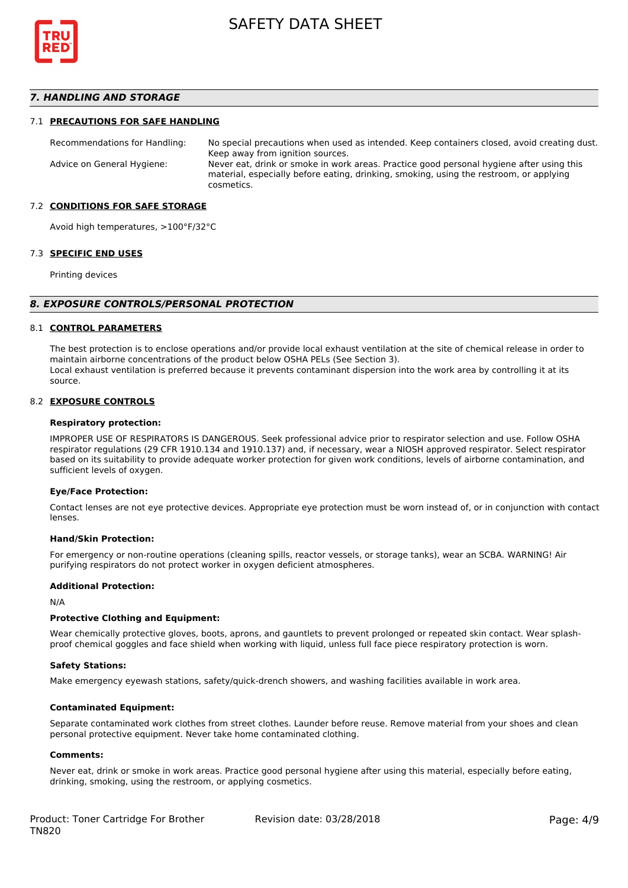## 7. HANDLING AND STORAGE

### 7.1 PRECAUTIONS FOR SAFE HANDLING

| | |
|---|---|
| Recommendations for Handling: | No special precautions when used as intended. Keep containers closed, avoid creating dust. Keep away from ignition sources. |
| Advice on General Hygiene: | Never eat, drink or smoke in work areas. Practice good personal hygiene after using this material, especially before eating, drinking, smoking, using the restroom, or applying cosmetics. |

### 7.2 CONDITIONS FOR SAFE STORAGE

Avoid high temperatures, >100°F/32°C

### 7.3 SPECIFIC END USES

Printing devices

## 8. EXPOSURE CONTROLS/PERSONAL PROTECTION

### 8.1 CONTROL PARAMETERS

The best protection is to enclose operations and/or provide local exhaust ventilation at the site of chemical release in order to maintain airborne concentrations of the product below OSHA PELs (See Section 3).
Local exhaust ventilation is preferred because it prevents contaminant dispersion into the work area by controlling it at its source.

### 8.2 EXPOSURE CONTROLS

**Respiratory protection:**

IMPROPER USE OF RESPIRATORS IS DANGEROUS. Seek professional advice prior to respirator selection and use. Follow OSHA respirator regulations (29 CFR 1910.134 and 1910.137) and, if necessary, wear a NIOSH approved respirator. Select respirator based on its suitability to provide adequate worker protection for given work conditions, levels of airborne contamination, and sufficient levels of oxygen.

**Eye/Face Protection:**

Contact lenses are not eye protective devices. Appropriate eye protection must be worn instead of, or in conjunction with contact lenses.

**Hand/Skin Protection:**

For emergency or non-routine operations (cleaning spills, reactor vessels, or storage tanks), wear an SCBA. WARNING! Air purifying respirators do not protect worker in oxygen deficient atmospheres.

**Additional Protection:**

N/A

**Protective Clothing and Equipment:**

Wear chemically protective gloves, boots, aprons, and gauntlets to prevent prolonged or repeated skin contact. Wear splash-proof chemical goggles and face shield when working with liquid, unless full face piece respiratory protection is worn.

**Safety Stations:**

Make emergency eyewash stations, safety/quick-drench showers, and washing facilities available in work area.

**Contaminated Equipment:**

Separate contaminated work clothes from street clothes. Launder before reuse. Remove material from your shoes and clean personal protective equipment. Never take home contaminated clothing.

**Comments:**

Never eat, drink or smoke in work areas. Practice good personal hygiene after using this material, especially before eating, drinking, smoking, using the restroom, or applying cosmetics.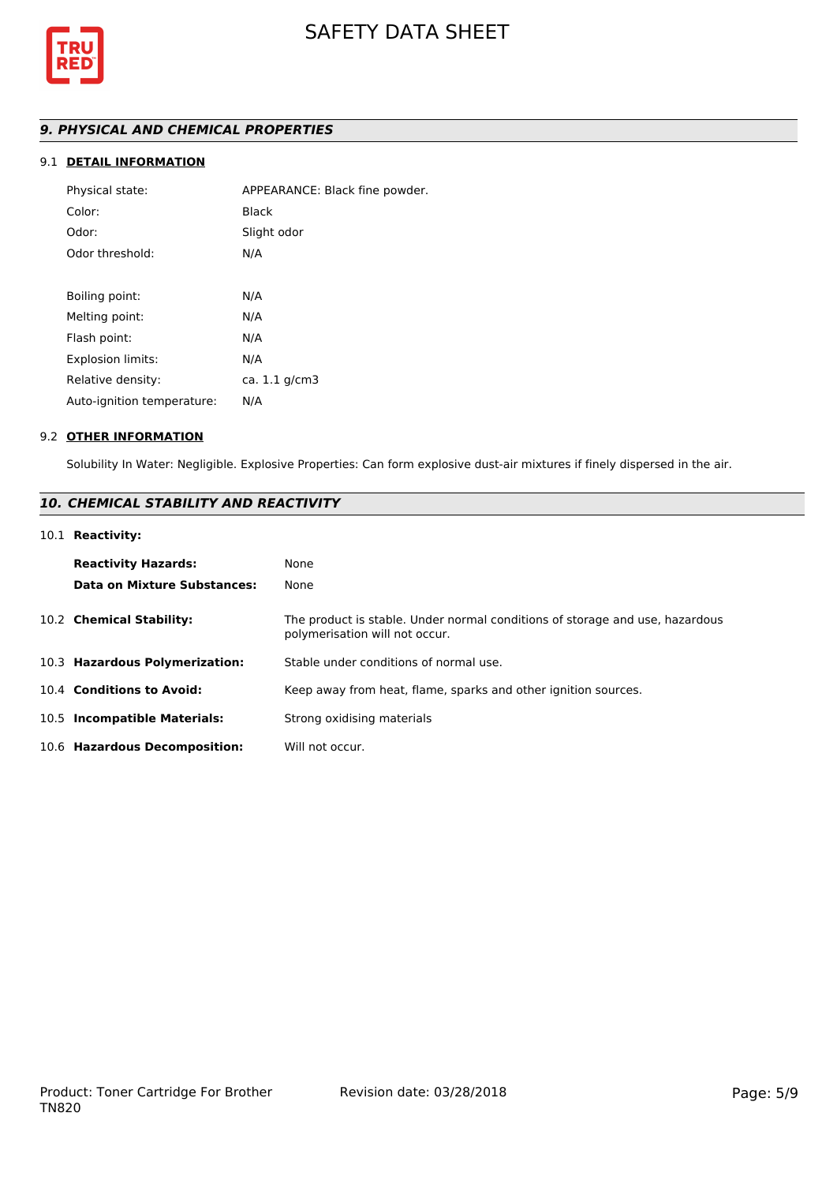## *9. PHYSICAL AND CHEMICAL PROPERTIES*

### 9.1 DETAIL INFORMATION

| | |
|---|---|
| Physical state: | APPEARANCE: Black fine powder. |
| Color: | Black |
| Odor: | Slight odor |
| Odor threshold: | N/A |
| Boiling point: | N/A |
| Melting point: | N/A |
| Flash point: | N/A |
| Explosion limits: | N/A |
| Relative density: | ca. 1.1 g/cm3 |
| Auto-ignition temperature: | N/A |

### 9.2 OTHER INFORMATION

Solubility In Water: Negligible. Explosive Properties: Can form explosive dust-air mixtures if finely dispersed in the air.

## *10. CHEMICAL STABILITY AND REACTIVITY*

### 10.1 Reactivity:

| | |
|---|---|
| **Reactivity Hazards:** | None |
| **Data on Mixture Substances:** | None |

**10.2 Chemical Stability:** The product is stable. Under normal conditions of storage and use, hazardous polymerisation will not occur.

**10.3 Hazardous Polymerization:** Stable under conditions of normal use.

**10.4 Conditions to Avoid:** Keep away from heat, flame, sparks and other ignition sources.

**10.5 Incompatible Materials:** Strong oxidising materials

**10.6 Hazardous Decomposition:** Will not occur.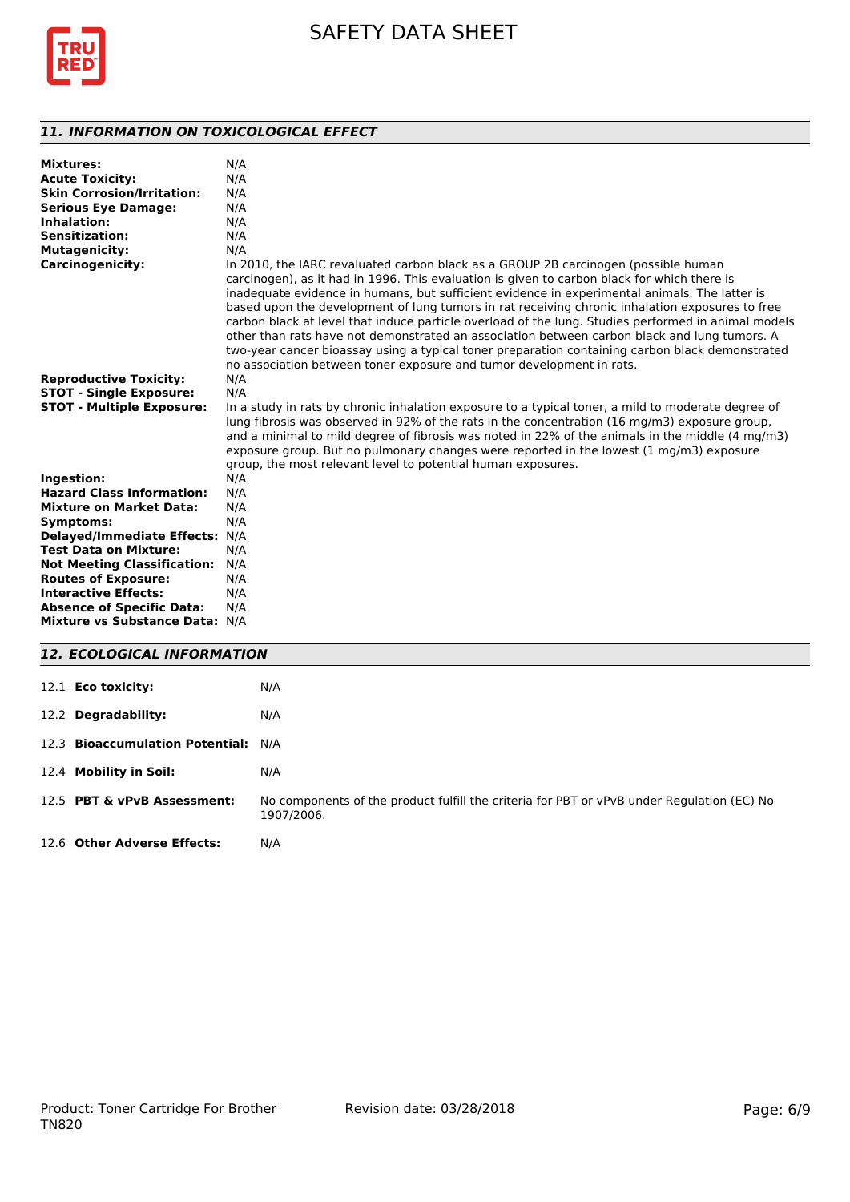## *11. INFORMATION ON TOXICOLOGICAL EFFECT*

**Mixtures:** N/A
**Acute Toxicity:** N/A
**Skin Corrosion/Irritation:** N/A
**Serious Eye Damage:** N/A
**Inhalation:** N/A
**Sensitization:** N/A
**Mutagenicity:** N/A
**Carcinogenicity:** In 2010, the IARC revaluated carbon black as a GROUP 2B carcinogen (possible human carcinogen), as it had in 1996. This evaluation is given to carbon black for which there is inadequate evidence in humans, but sufficient evidence in experimental animals. The latter is based upon the development of lung tumors in rat receiving chronic inhalation exposures to free carbon black at level that induce particle overload of the lung. Studies performed in animal models other than rats have not demonstrated an association between carbon black and lung tumors. A two-year cancer bioassay using a typical toner preparation containing carbon black demonstrated no association between toner exposure and tumor development in rats.
**Reproductive Toxicity:** N/A
**STOT - Single Exposure:** N/A
**STOT - Multiple Exposure:** In a study in rats by chronic inhalation exposure to a typical toner, a mild to moderate degree of lung fibrosis was observed in 92% of the rats in the concentration (16 mg/m3) exposure group, and a minimal to mild degree of fibrosis was noted in 22% of the animals in the middle (4 mg/m3) exposure group. But no pulmonary changes were reported in the lowest (1 mg/m3) exposure group, the most relevant level to potential human exposures.
**Ingestion:** N/A
**Hazard Class Information:** N/A
**Mixture on Market Data:** N/A
**Symptoms:** N/A
**Delayed/Immediate Effects:** N/A
**Test Data on Mixture:** N/A
**Not Meeting Classification:** N/A
**Routes of Exposure:** N/A
**Interactive Effects:** N/A
**Absence of Specific Data:** N/A
**Mixture vs Substance Data:** N/A

## *12. ECOLOGICAL INFORMATION*

12.1 **Eco toxicity:** N/A

12.2 **Degradability:** N/A

12.3 **Bioaccumulation Potential:** N/A

12.4 **Mobility in Soil:** N/A

12.5 **PBT & vPvB Assessment:** No components of the product fulfill the criteria for PBT or vPvB under Regulation (EC) No 1907/2006.

12.6 **Other Adverse Effects:** N/A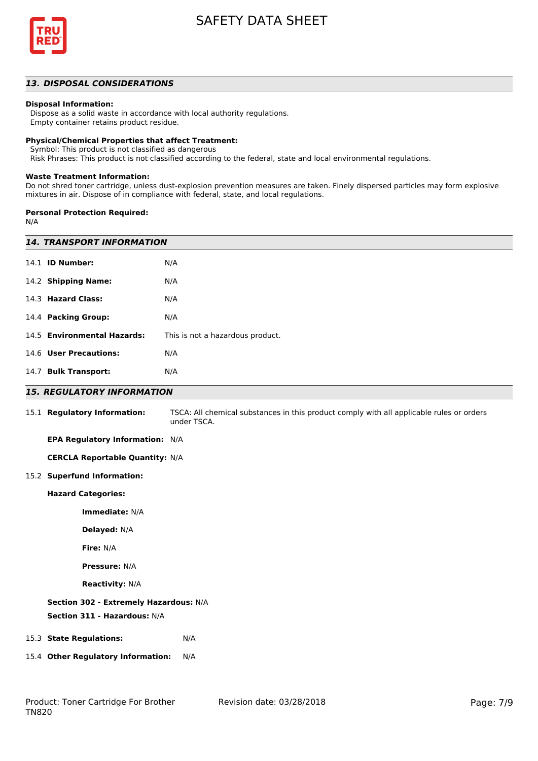## 13. DISPOSAL CONSIDERATIONS

**Disposal Information:**
Dispose as a solid waste in accordance with local authority regulations.
Empty container retains product residue.

**Physical/Chemical Properties that affect Treatment:**
Symbol: This product is not classified as dangerous
Risk Phrases: This product is not classified according to the federal, state and local environmental regulations.

**Waste Treatment Information:**
Do not shred toner cartridge, unless dust-explosion prevention measures are taken. Finely dispersed particles may form explosive mixtures in air. Dispose of in compliance with federal, state, and local regulations.

**Personal Protection Required:**
N/A

## 14. TRANSPORT INFORMATION

| | |
|---|---|
| 14.1 **ID Number:** | N/A |
| 14.2 **Shipping Name:** | N/A |
| 14.3 **Hazard Class:** | N/A |
| 14.4 **Packing Group:** | N/A |
| 14.5 **Environmental Hazards:** | This is not a hazardous product. |
| 14.6 **User Precautions:** | N/A |
| 14.7 **Bulk Transport:** | N/A |

## 15. REGULATORY INFORMATION

15.1 **Regulatory Information:** TSCA: All chemical substances in this product comply with all applicable rules or orders under TSCA.

**EPA Regulatory Information:** N/A

**CERCLA Reportable Quantity:** N/A

15.2 **Superfund Information:**

**Hazard Categories:**

**Immediate:** N/A

**Delayed:** N/A

**Fire:** N/A

**Pressure:** N/A

**Reactivity:** N/A

**Section 302 - Extremely Hazardous:** N/A

**Section 311 - Hazardous:** N/A

15.3 **State Regulations:** N/A

15.4 **Other Regulatory Information:** N/A

Product: Toner Cartridge For Brother TN820 Revision date: 03/28/2018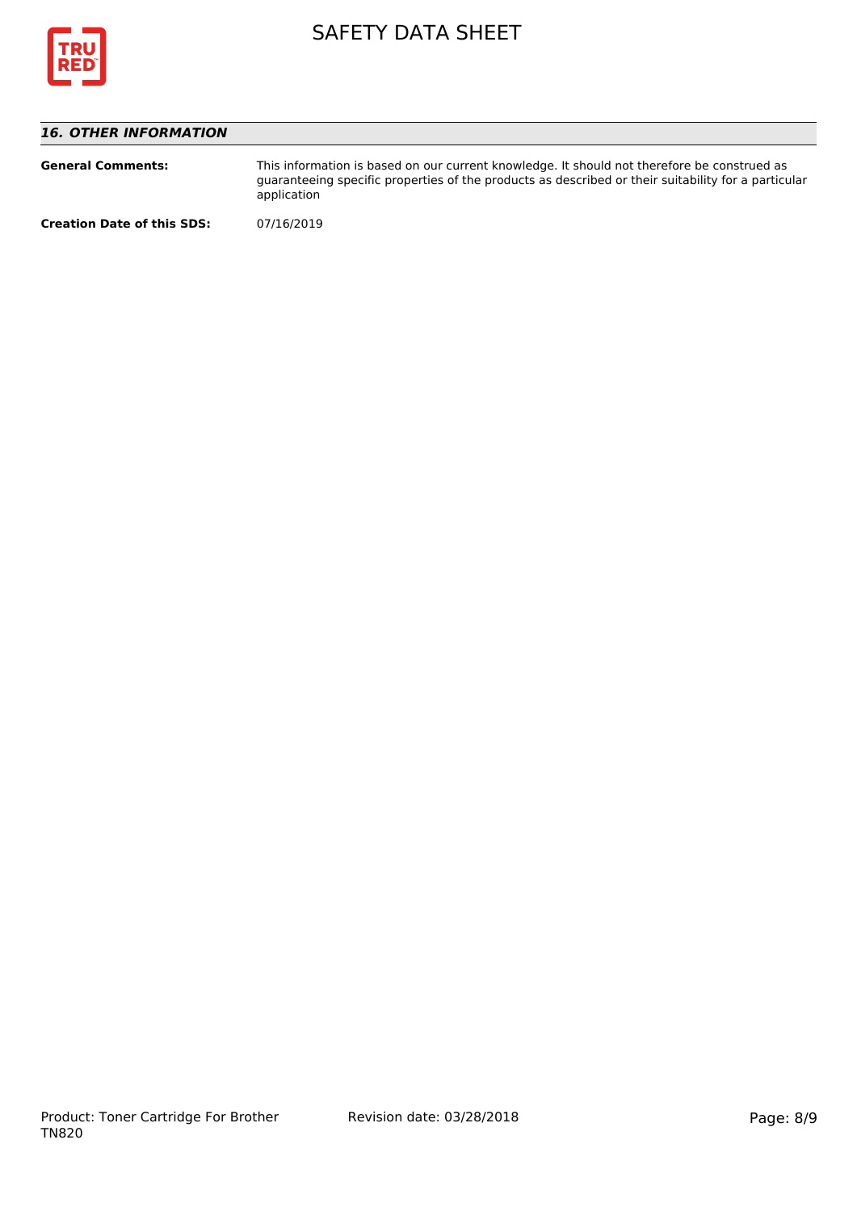## *16. OTHER INFORMATION*

**General Comments:** This information is based on our current knowledge. It should not therefore be construed as guaranteeing specific properties of the products as described or their suitability for a particular application

**Creation Date of this SDS:** 07/16/2019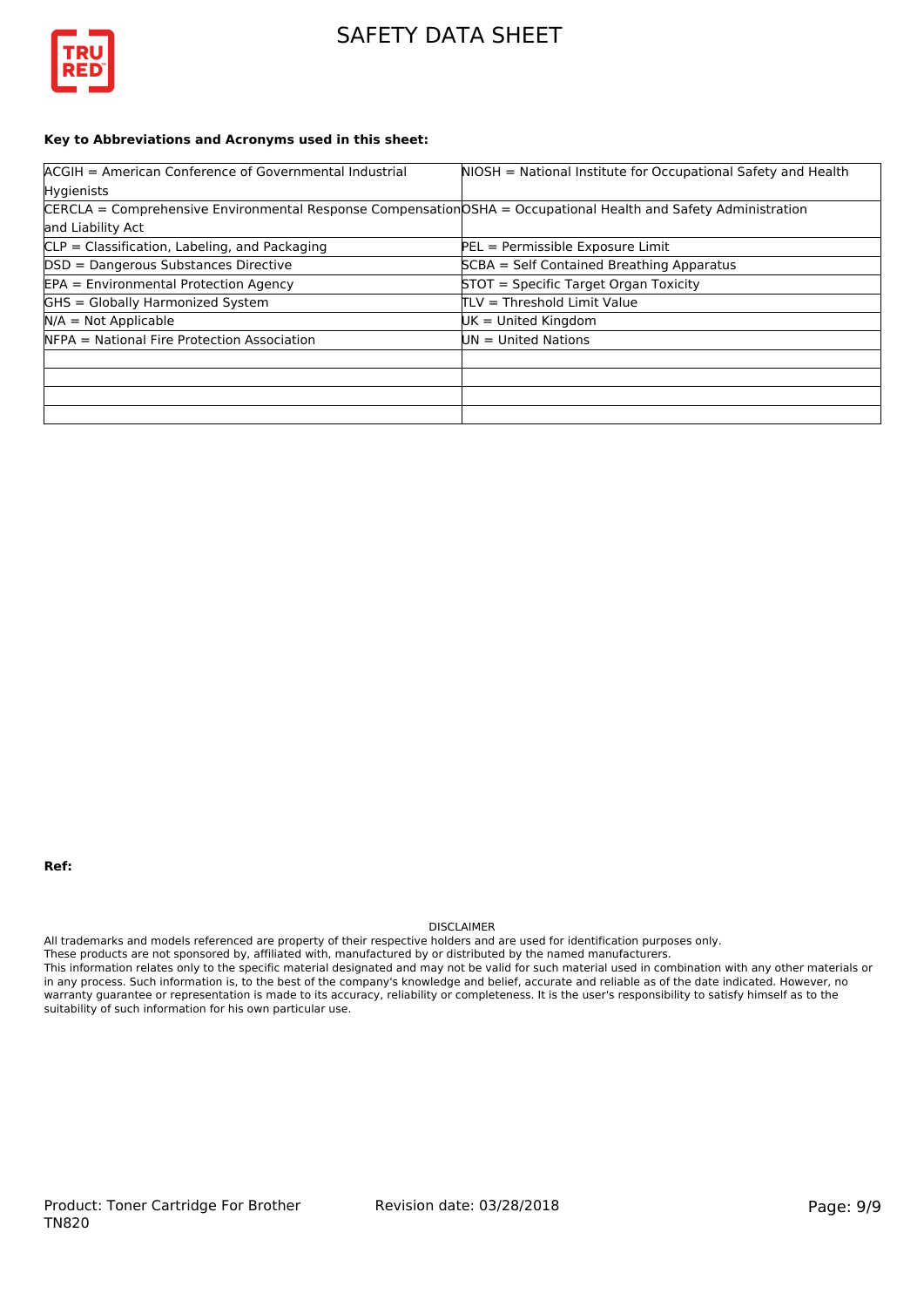**Key to Abbreviations and Acronyms used in this sheet:**

| | |
|---|---|
| ACGIH = American Conference of Governmental Industrial Hygienists | NIOSH = National Institute for Occupational Safety and Health |
| CERCLA = Comprehensive Environmental Response Compensation and Liability Act | OSHA = Occupational Health and Safety Administration |
| CLP = Classification, Labeling, and Packaging | PEL = Permissible Exposure Limit |
| DSD = Dangerous Substances Directive | SCBA = Self Contained Breathing Apparatus |
| EPA = Environmental Protection Agency | STOT = Specific Target Organ Toxicity |
| GHS = Globally Harmonized System | TLV = Threshold Limit Value |
| N/A = Not Applicable | UK = United Kingdom |
| NFPA = National Fire Protection Association | UN = United Nations |
| | |
| | |
| | |
| | |

**Ref:**

DISCLAIMER

All trademarks and models referenced are property of their respective holders and are used for identification purposes only.
These products are not sponsored by, affiliated with, manufactured by or distributed by the named manufacturers.
This information relates only to the specific material designated and may not be valid for such material used in combination with any other materials or in any process. Such information is, to the best of the company's knowledge and belief, accurate and reliable as of the date indicated. However, no warranty guarantee or representation is made to its accuracy, reliability or completeness. It is the user's responsibility to satisfy himself as to the suitability of such information for his own particular use.